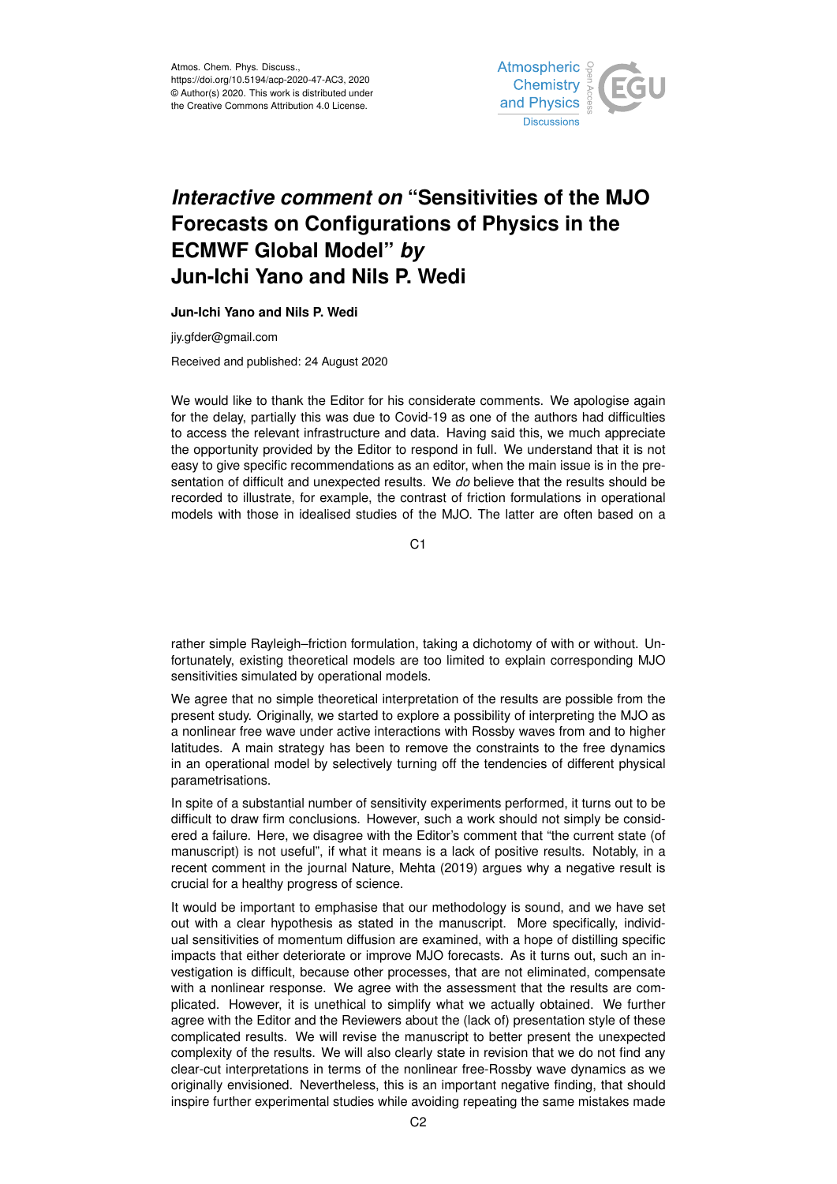# *Interactive comment on* "Sensitivities of the MJO Forecasts on Configurations of Physics in the ECMWF Global Model" *by* Jun-Ichi Yano and Nils P. Wedi

**Jun-Ichi Yano and Nils P. Wedi**

jiy.gfder@gmail.com

Received and published: 24 August 2020

We would like to thank the Editor for his considerate comments. We apologise again for the delay, partially this was due to Covid-19 as one of the authors had difficulties to access the relevant infrastructure and data. Having said this, we much appreciate the opportunity provided by the Editor to respond in full. We understand that it is not easy to give specific recommendations as an editor, when the main issue is in the presentation of difficult and unexpected results. We *do* believe that the results should be recorded to illustrate, for example, the contrast of friction formulations in operational models with those in idealised studies of the MJO. The latter are often based on a rather simple Rayleigh–friction formulation, taking a dichotomy of with or without. Unfortunately, existing theoretical models are too limited to explain corresponding MJO sensitivities simulated by operational models.

We agree that no simple theoretical interpretation of the results are possible from the present study. Originally, we started to explore a possibility of interpreting the MJO as a nonlinear free wave under active interactions with Rossby waves from and to higher latitudes. A main strategy has been to remove the constraints to the free dynamics in an operational model by selectively turning off the tendencies of different physical parametrisations.

In spite of a substantial number of sensitivity experiments performed, it turns out to be difficult to draw firm conclusions. However, such a work should not simply be considered a failure. Here, we disagree with the Editor's comment that "the current state (of manuscript) is not useful", if what it means is a lack of positive results. Notably, in a recent comment in the journal Nature, Mehta (2019) argues why a negative result is crucial for a healthy progress of science.

It would be important to emphasise that our methodology is sound, and we have set out with a clear hypothesis as stated in the manuscript. More specifically, individual sensitivities of momentum diffusion are examined, with a hope of distilling specific impacts that either deteriorate or improve MJO forecasts. As it turns out, such an investigation is difficult, because other processes, that are not eliminated, compensate with a nonlinear response. We agree with the assessment that the results are complicated. However, it is unethical to simplify what we actually obtained. We further agree with the Editor and the Reviewers about the (lack of) presentation style of these complicated results. We will revise the manuscript to better present the unexpected complexity of the results. We will also clearly state in revision that we do not find any clear-cut interpretations in terms of the nonlinear free-Rossby wave dynamics as we originally envisioned. Nevertheless, this is an important negative finding, that should inspire further experimental studies while avoiding repeating the same mistakes made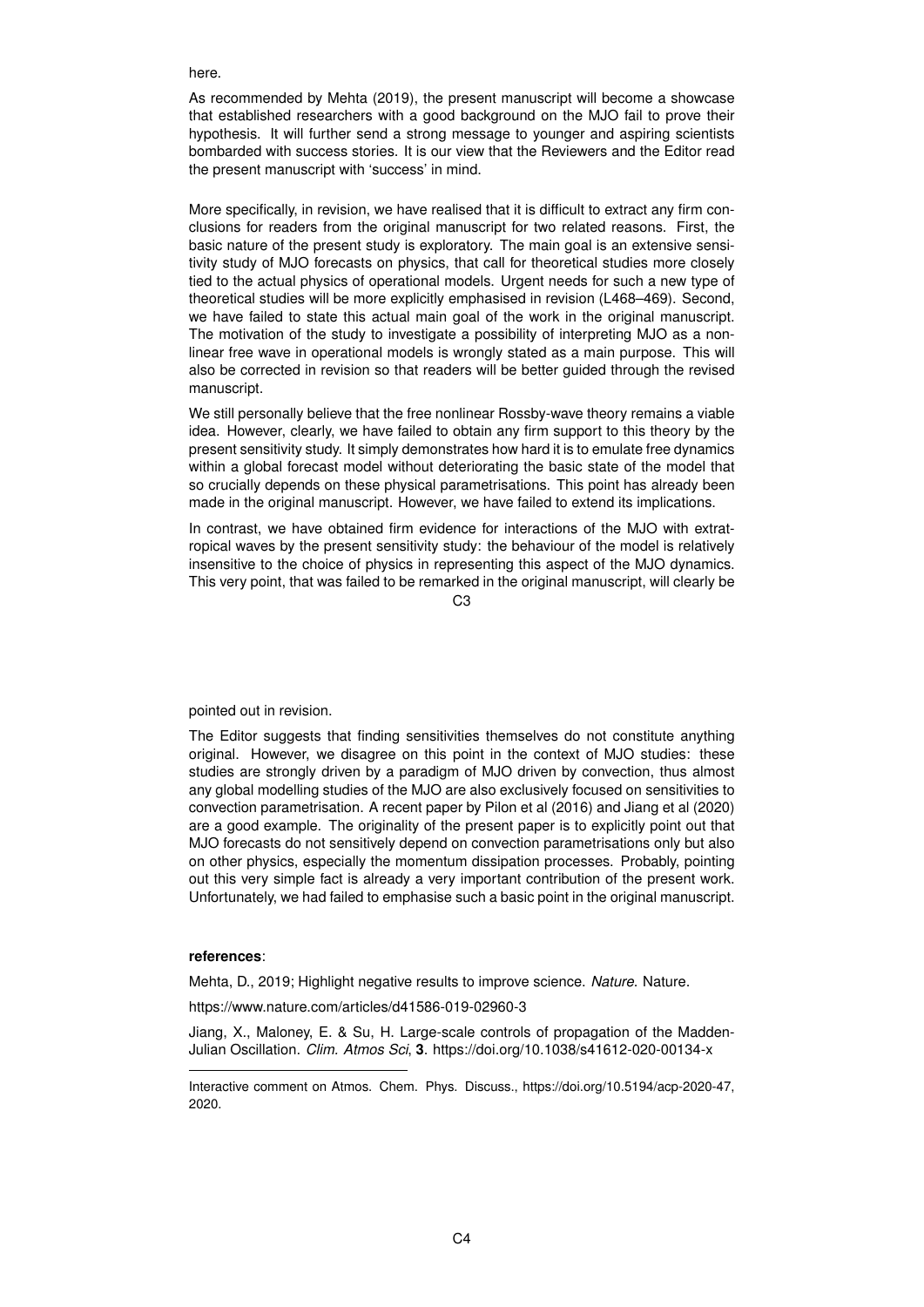here.

As recommended by Mehta (2019), the present manuscript will become a showcase that established researchers with a good background on the MJO fail to prove their hypothesis. It will further send a strong message to younger and aspiring scientists bombarded with success stories. It is our view that the Reviewers and the Editor read the present manuscript with 'success' in mind.

More specifically, in revision, we have realised that it is difficult to extract any firm conclusions for readers from the original manuscript for two related reasons. First, the basic nature of the present study is exploratory. The main goal is an extensive sensitivity study of MJO forecasts on physics, that call for theoretical studies more closely tied to the actual physics of operational models. Urgent needs for such a new type of theoretical studies will be more explicitly emphasised in revision (L468–469). Second, we have failed to state this actual main goal of the work in the original manuscript. The motivation of the study to investigate a possibility of interpreting MJO as a nonlinear free wave in operational models is wrongly stated as a main purpose. This will also be corrected in revision so that readers will be better guided through the revised manuscript.

We still personally believe that the free nonlinear Rossby-wave theory remains a viable idea. However, clearly, we have failed to obtain any firm support to this theory by the present sensitivity study. It simply demonstrates how hard it is to emulate free dynamics within a global forecast model without deteriorating the basic state of the model that so crucially depends on these physical parametrisations. This point has already been made in the original manuscript. However, we have failed to extend its implications.

In contrast, we have obtained firm evidence for interactions of the MJO with extratropical waves by the present sensitivity study: the behaviour of the model is relatively insensitive to the choice of physics in representing this aspect of the MJO dynamics. This very point, that was failed to be remarked in the original manuscript, will clearly be pointed out in revision.

The Editor suggests that finding sensitivities themselves do not constitute anything original. However, we disagree on this point in the context of MJO studies: these studies are strongly driven by a paradigm of MJO driven by convection, thus almost any global modelling studies of the MJO are also exclusively focused on sensitivities to convection parametrisation. A recent paper by Pilon et al (2016) and Jiang et al (2020) are a good example. The originality of the present paper is to explicitly point out that MJO forecasts do not sensitively depend on convection parametrisations only but also on other physics, especially the momentum dissipation processes. Probably, pointing out this very simple fact is already a very important contribution of the present work. Unfortunately, we had failed to emphasise such a basic point in the original manuscript.

**references**:

Mehta, D., 2019; Highlight negative results to improve science. *Nature*. Nature.

https://www.nature.com/articles/d41586-019-02960-3

Jiang, X., Maloney, E. & Su, H. Large-scale controls of propagation of the Madden-Julian Oscillation. *Clim. Atmos Sci*, **3**. https://doi.org/10.1038/s41612-020-00134-x

---

Interactive comment on Atmos. Chem. Phys. Discuss., https://doi.org/10.5194/acp-2020-47, 2020.